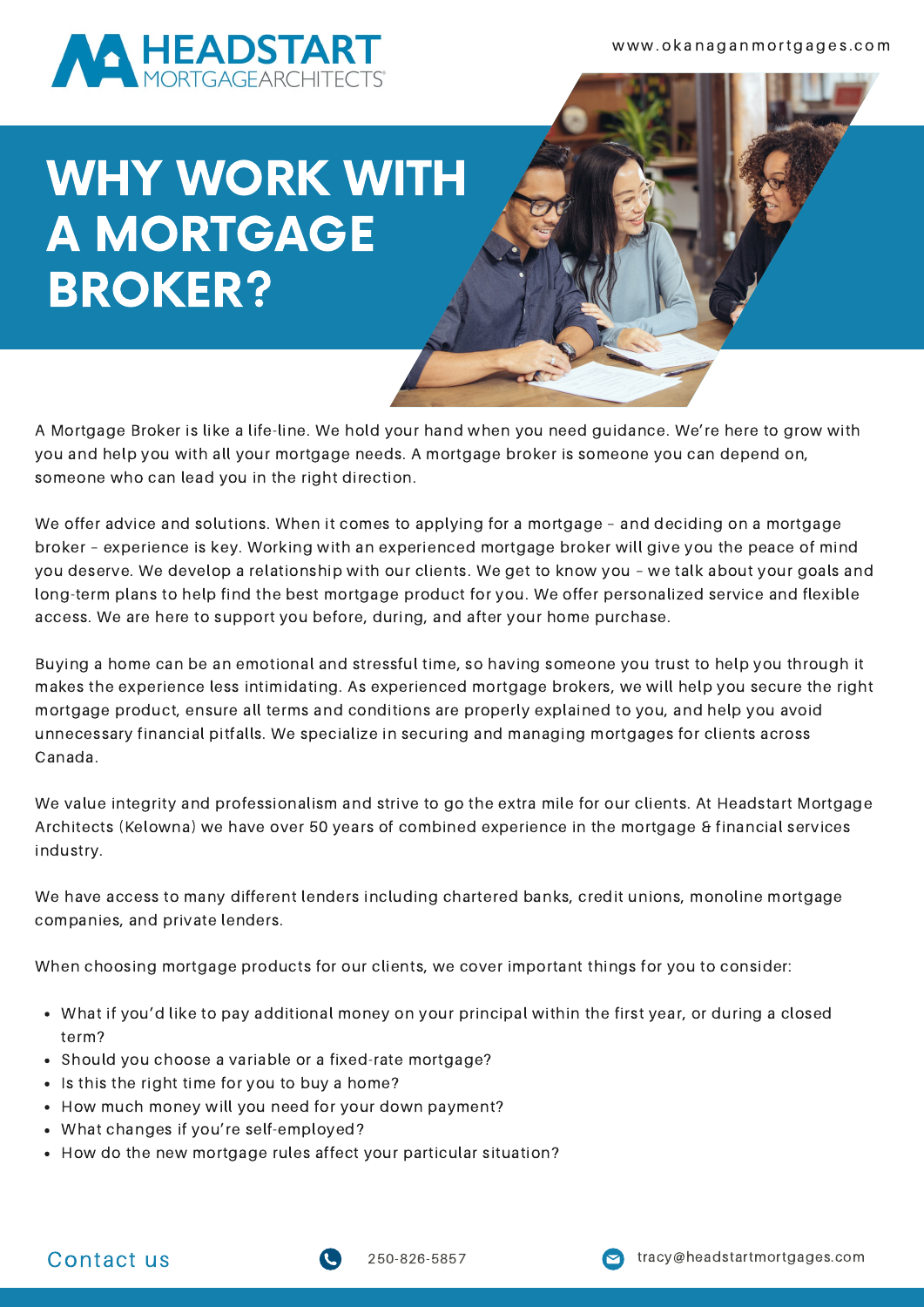HEADSTART MORTGAGEARCHITECTS

www.okanaganmortgages.com

# WHY WORK WITH A MORTGAGE BROKER?

A Mortgage Broker is like a life-line. We hold your hand when you need guidance. We're here to grow with you and help you with all your mortgage needs. A mortgage broker is someone you can depend on, someone who can lead you in the right direction.

We offer advice and solutions. When it comes to applying for a mortgage – and deciding on a mortgage broker – experience is key. Working with an experienced mortgage broker will give you the peace of mind you deserve. We develop a relationship with our clients. We get to know you – we talk about your goals and long-term plans to help find the best mortgage product for you. We offer personalized service and flexible access. We are here to support you before, during, and after your home purchase.

Buying a home can be an emotional and stressful time, so having someone you trust to help you through it makes the experience less intimidating. As experienced mortgage brokers, we will help you secure the right mortgage product, ensure all terms and conditions are properly explained to you, and help you avoid unnecessary financial pitfalls. We specialize in securing and managing mortgages for clients across Canada.

We value integrity and professionalism and strive to go the extra mile for our clients. At Headstart Mortgage Architects (Kelowna) we have over 50 years of combined experience in the mortgage & financial services industry.

We have access to many different lenders including chartered banks, credit unions, monoline mortgage companies, and private lenders.

When choosing mortgage products for our clients, we cover important things for you to consider:

- What if you'd like to pay additional money on your principal within the first year, or during a closed term?
- Should you choose a variable or a fixed-rate mortgage?
- Is this the right time for you to buy a home?
- How much money will you need for your down payment?
- What changes if you're self-employed?
- How do the new mortgage rules affect your particular situation?

Contact us

250-826-5857

tracy@headstartmortgages.com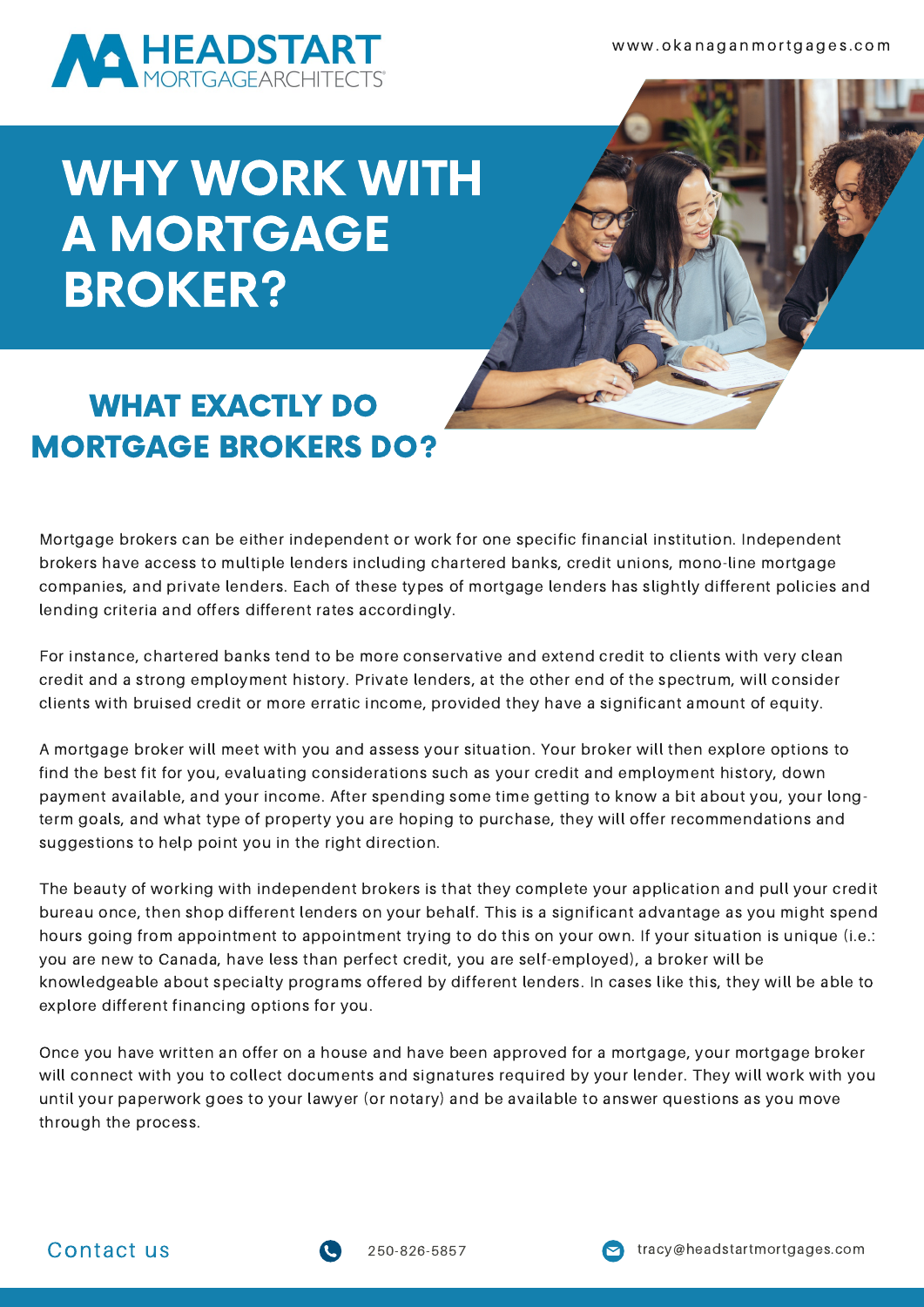# WHY WORK WITH A MORTGAGE BROKER?

## WHAT EXACTLY DO MORTGAGE BROKERS DO?

Mortgage brokers can be either independent or work for one specific financial institution. Independent brokers have access to multiple lenders including chartered banks, credit unions, mono-line mortgage companies, and private lenders. Each of these types of mortgage lenders has slightly different policies and lending criteria and offers different rates accordingly.

For instance, chartered banks tend to be more conservative and extend credit to clients with very clean credit and a strong employment history. Private lenders, at the other end of the spectrum, will consider clients with bruised credit or more erratic income, provided they have a significant amount of equity.

A mortgage broker will meet with you and assess your situation. Your broker will then explore options to find the best fit for you, evaluating considerations such as your credit and employment history, down payment available, and your income. After spending some time getting to know a bit about you, your long-term goals, and what type of property you are hoping to purchase, they will offer recommendations and suggestions to help point you in the right direction.

The beauty of working with independent brokers is that they complete your application and pull your credit bureau once, then shop different lenders on your behalf. This is a significant advantage as you might spend hours going from appointment to appointment trying to do this on your own. If your situation is unique (i.e.: you are new to Canada, have less than perfect credit, you are self-employed), a broker will be knowledgeable about specialty programs offered by different lenders. In cases like this, they will be able to explore different financing options for you.

Once you have written an offer on a house and have been approved for a mortgage, your mortgage broker will connect with you to collect documents and signatures required by your lender. They will work with you until your paperwork goes to your lawyer (or notary) and be available to answer questions as you move through the process.

Contact us

250-826-5857

tracy@headstartmortgages.com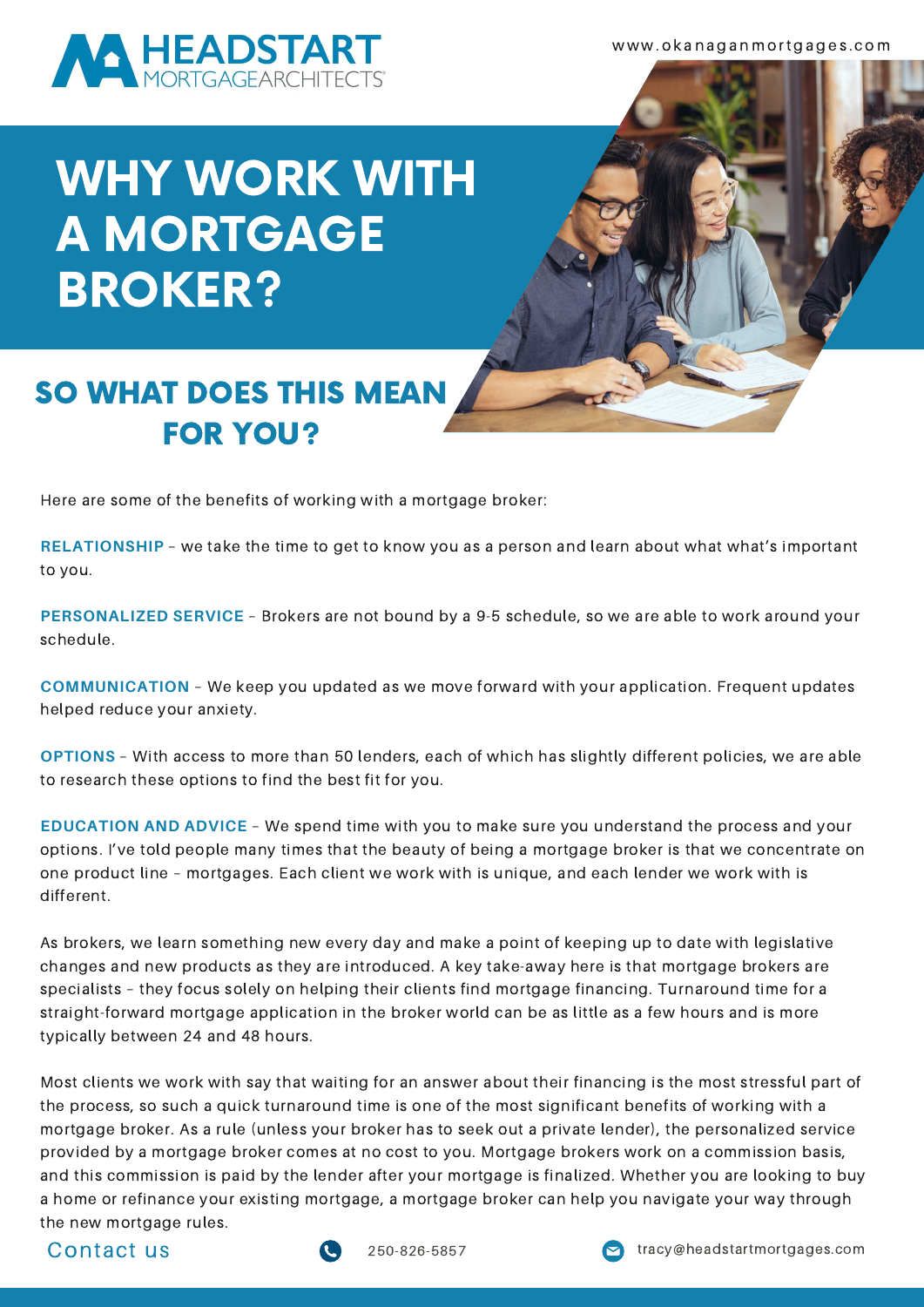# WHY WORK WITH A MORTGAGE BROKER?

## SO WHAT DOES THIS MEAN FOR YOU?

Here are some of the benefits of working with a mortgage broker:

**RELATIONSHIP** – we take the time to get to know you as a person and learn about what what's important to you.

**PERSONALIZED SERVICE** – Brokers are not bound by a 9-5 schedule, so we are able to work around your schedule.

**COMMUNICATION** – We keep you updated as we move forward with your application. Frequent updates helped reduce your anxiety.

**OPTIONS** – With access to more than 50 lenders, each of which has slightly different policies, we are able to research these options to find the best fit for you.

**EDUCATION AND ADVICE** – We spend time with you to make sure you understand the process and your options. I've told people many times that the beauty of being a mortgage broker is that we concentrate on one product line – mortgages. Each client we work with is unique, and each lender we work with is different.

As brokers, we learn something new every day and make a point of keeping up to date with legislative changes and new products as they are introduced. A key take-away here is that mortgage brokers are specialists – they focus solely on helping their clients find mortgage financing. Turnaround time for a straight-forward mortgage application in the broker world can be as little as a few hours and is more typically between 24 and 48 hours.

Most clients we work with say that waiting for an answer about their financing is the most stressful part of the process, so such a quick turnaround time is one of the most significant benefits of working with a mortgage broker. As a rule (unless your broker has to seek out a private lender), the personalized service provided by a mortgage broker comes at no cost to you. Mortgage brokers work on a commission basis, and this commission is paid by the lender after your mortgage is finalized. Whether you are looking to buy a home or refinance your existing mortgage, a mortgage broker can help you navigate your way through the new mortgage rules.

Contact us

250-826-5857

tracy@headstartmortgages.com